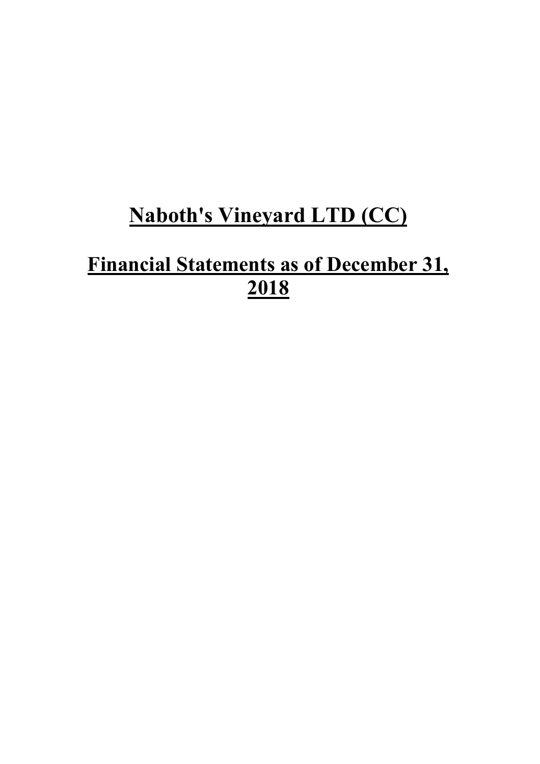# Naboth's Vineyard LTD (CC)

## Financial Statements as of December 31, 2018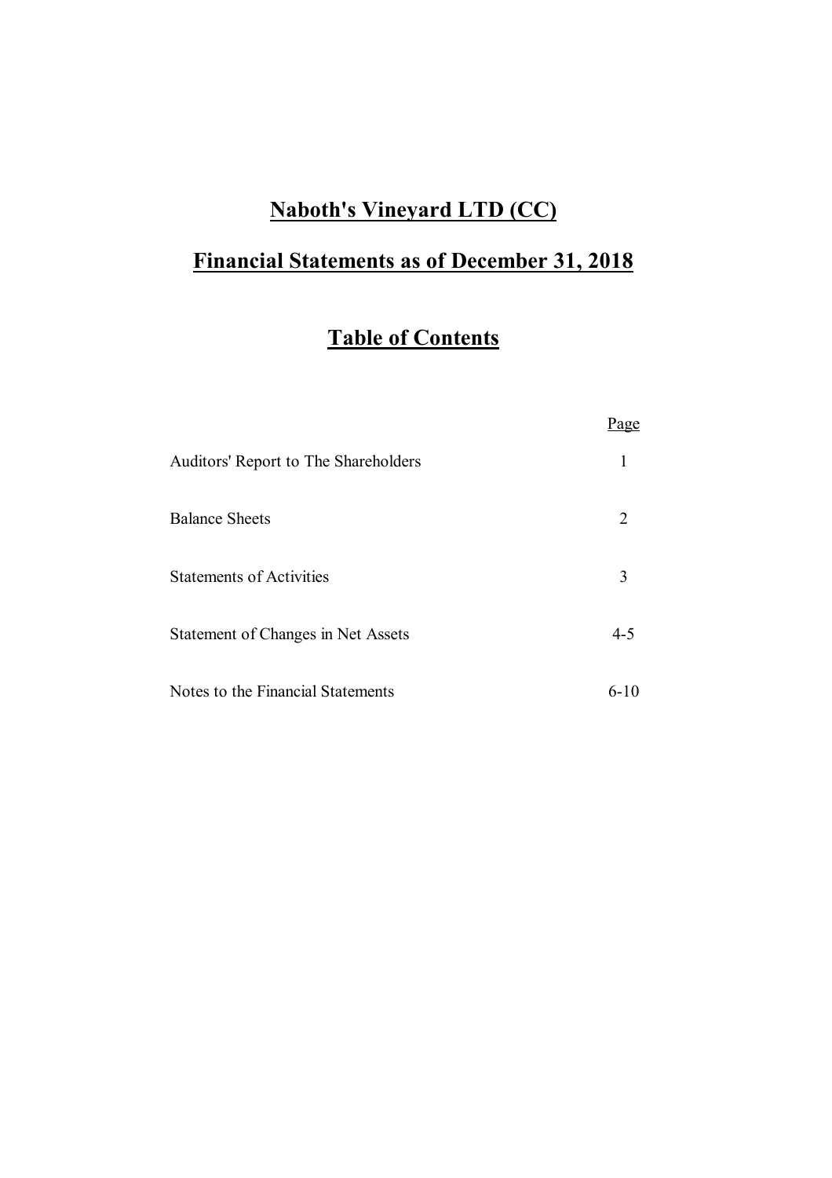# Naboth's Vineyard LTD (CC)

# Financial Statements as of December 31, 2018

## Table of Contents

| | Page |
|---|---|
| Auditors' Report to The Shareholders | 1 |
| Balance Sheets | 2 |
| Statements of Activities | 3 |
| Statement of Changes in Net Assets | 4-5 |
| Notes to the Financial Statements | 6-10 |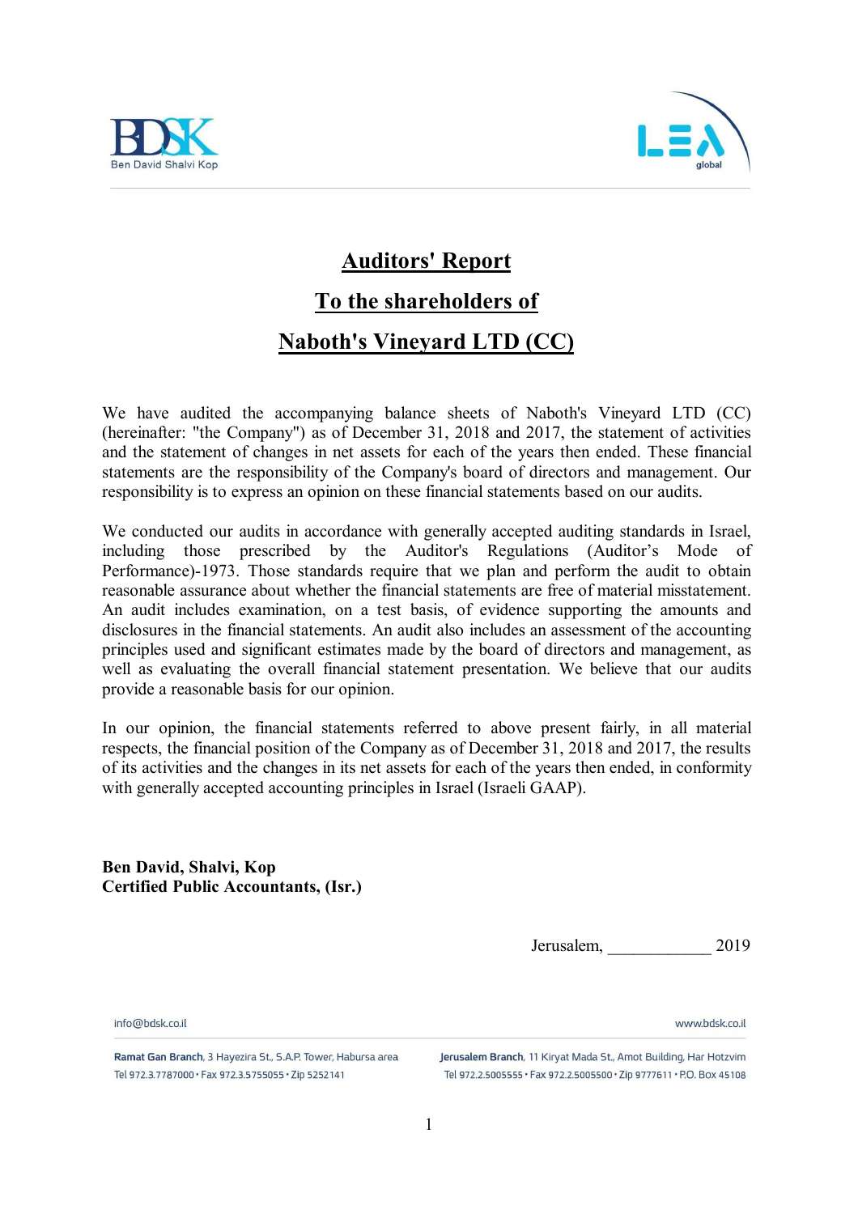# Auditors' Report

## To the shareholders of

## Naboth's Vineyard LTD (CC)

We have audited the accompanying balance sheets of Naboth's Vineyard LTD (CC) (hereinafter: "the Company") as of December 31, 2018 and 2017, the statement of activities and the statement of changes in net assets for each of the years then ended. These financial statements are the responsibility of the Company's board of directors and management. Our responsibility is to express an opinion on these financial statements based on our audits.

We conducted our audits in accordance with generally accepted auditing standards in Israel, including those prescribed by the Auditor's Regulations (Auditor's Mode of Performance)-1973. Those standards require that we plan and perform the audit to obtain reasonable assurance about whether the financial statements are free of material misstatement. An audit includes examination, on a test basis, of evidence supporting the amounts and disclosures in the financial statements. An audit also includes an assessment of the accounting principles used and significant estimates made by the board of directors and management, as well as evaluating the overall financial statement presentation. We believe that our audits provide a reasonable basis for our opinion.

In our opinion, the financial statements referred to above present fairly, in all material respects, the financial position of the Company as of December 31, 2018 and 2017, the results of its activities and the changes in its net assets for each of the years then ended, in conformity with generally accepted accounting principles in Israel (Israeli GAAP).

**Ben David, Shalvi, Kop**
**Certified Public Accountants, (Isr.)**

Jerusalem, ____________ 2019

info@bdsk.co.il

www.bdsk.co.il

**Ramat Gan Branch**, 3 Hayezira St., S.A.P. Tower, Habursa area
Tel 972.3.7787000 • Fax 972.3.5755055 • Zip 5252141

**Jerusalem Branch**, 11 Kiryat Mada St., Amot Building, Har Hotzvim
Tel 972.2.5005555 • Fax 972.2.5005500 • Zip 9777611 • P.O. Box 45108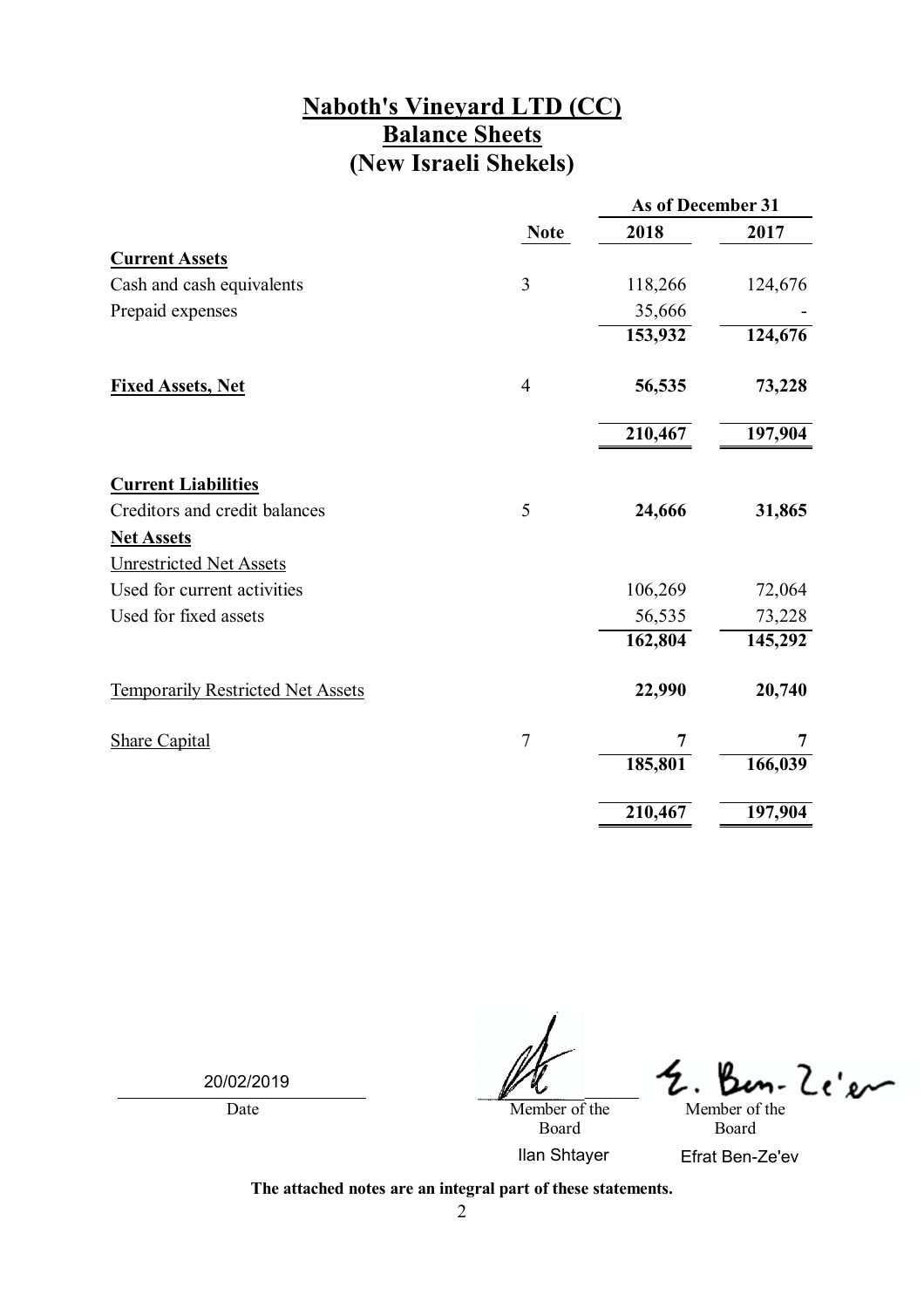# Naboth's Vineyard LTD (CC)
## Balance Sheets
## (New Israeli Shekels)

| | Note | As of December 31 2018 | 2017 |
|---|---|---|---|
| **Current Assets** | | | |
| Cash and cash equivalents | 3 | 118,266 | 124,676 |
| Prepaid expenses | | 35,666 | - |
| | | **153,932** | **124,676** |
| **Fixed Assets, Net** | 4 | **56,535** | **73,228** |
| | | **210,467** | **197,904** |
| **Current Liabilities** | | | |
| Creditors and credit balances | 5 | **24,666** | **31,865** |
| **Net Assets** | | | |
| Unrestricted Net Assets | | | |
| Used for current activities | | 106,269 | 72,064 |
| Used for fixed assets | | 56,535 | 73,228 |
| | | **162,804** | **145,292** |
| Temporarily Restricted Net Assets | | **22,990** | **20,740** |
| Share Capital | 7 | **7** | **7** |
| | | **185,801** | **166,039** |
| | | **210,467** | **197,904** |

| 20/02/2019 | [signature] | E. Ben-Ze'ev |
|---|---|---|
| Date | Member of the Board | Member of the Board |
| | Ilan Shtayer | Efrat Ben-Ze'ev |

**The attached notes are an integral part of these statements.**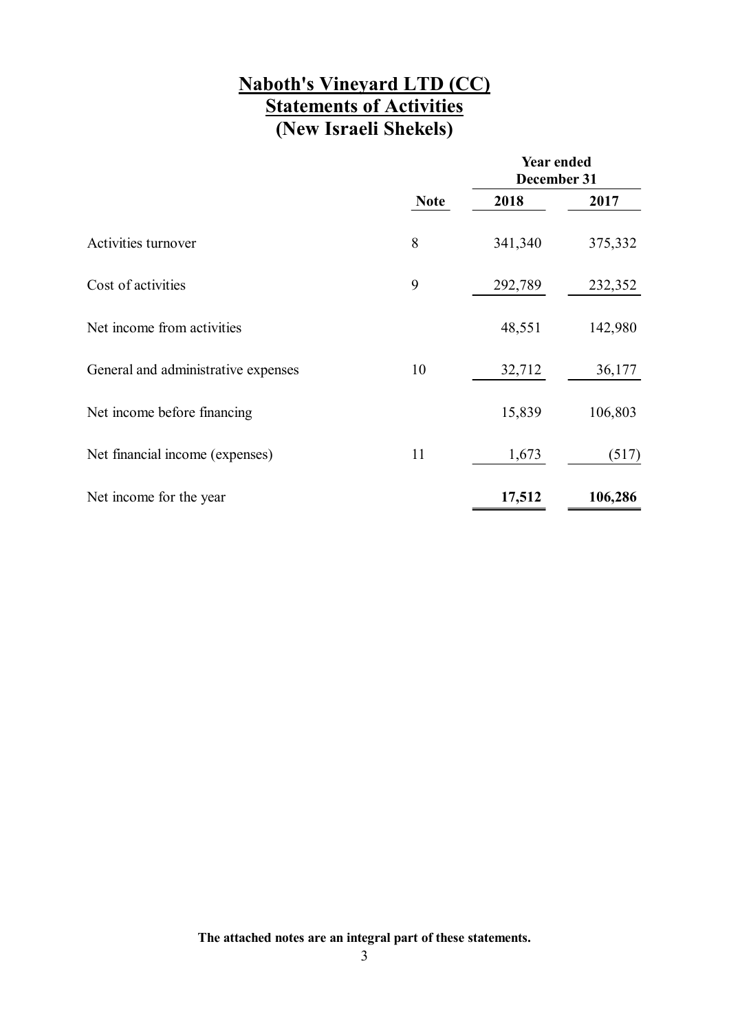# Naboth's Vineyard LTD (CC)
## Statements of Activities
## (New Israeli Shekels)

| | Note | Year ended December 31 | |
|---|---|---|---|
| | | 2018 | 2017 |
| Activities turnover | 8 | 341,340 | 375,332 |
| Cost of activities | 9 | 292,789 | 232,352 |
| Net income from activities | | 48,551 | 142,980 |
| General and administrative expenses | 10 | 32,712 | 36,177 |
| Net income before financing | | 15,839 | 106,803 |
| Net financial income (expenses) | 11 | 1,673 | (517) |
| Net income for the year | | **17,512** | **106,286** |

**The attached notes are an integral part of these statements.**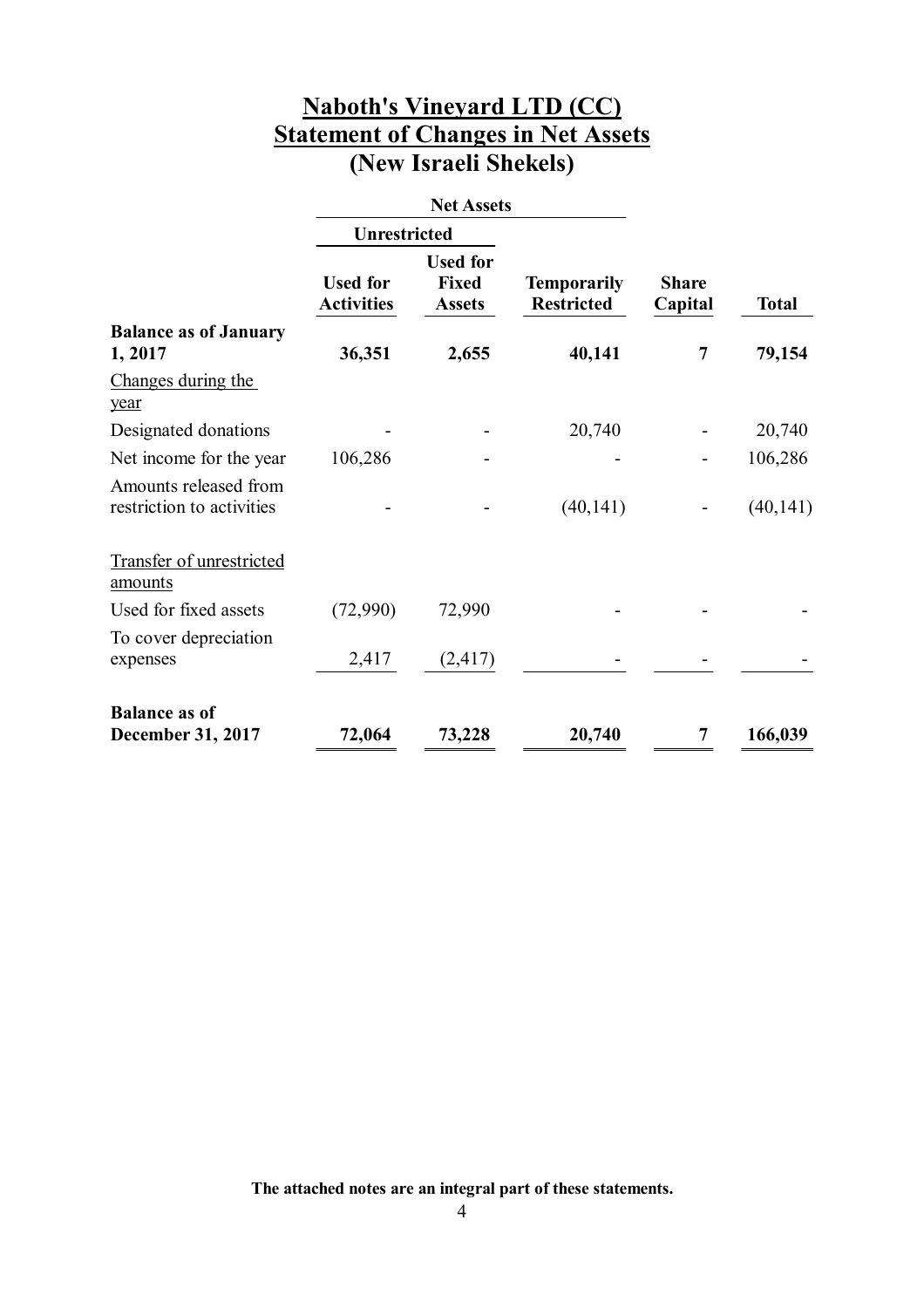# Naboth's Vineyard LTD (CC)
# Statement of Changes in Net Assets
# (New Israeli Shekels)

| | Net Assets | | | | |
|---|---|---|---|---|---|
| | Unrestricted | | | | |
| | Used for Activities | Used for Fixed Assets | Temporarily Restricted | Share Capital | Total |
| **Balance as of January 1, 2017** | **36,351** | **2,655** | **40,141** | **7** | **79,154** |
| Changes during the year | | | | | |
| Designated donations | - | - | 20,740 | - | 20,740 |
| Net income for the year | 106,286 | - | - | - | 106,286 |
| Amounts released from restriction to activities | - | - | (40,141) | - | (40,141) |
| Transfer of unrestricted amounts | | | | | |
| Used for fixed assets | (72,990) | 72,990 | - | - | - |
| To cover depreciation expenses | 2,417 | (2,417) | - | - | - |
| **Balance as of December 31, 2017** | **72,064** | **73,228** | **20,740** | **7** | **166,039** |

**The attached notes are an integral part of these statements.**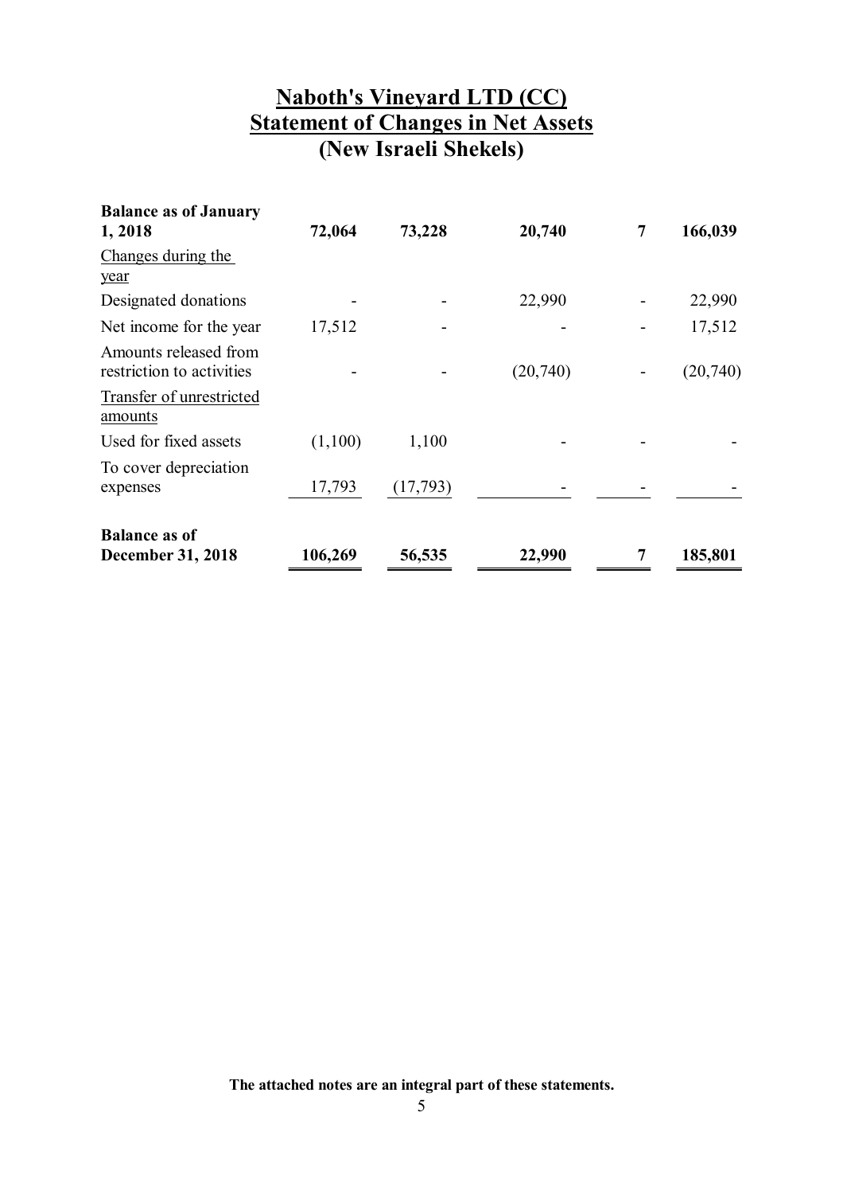# Naboth's Vineyard LTD (CC)
## Statement of Changes in Net Assets
## (New Israeli Shekels)

| | | | | | |
|---|---|---|---|---|---|
| **Balance as of January 1, 2018** | **72,064** | **73,228** | **20,740** | **7** | **166,039** |
| Changes during the year | | | | | |
| Designated donations | - | - | 22,990 | - | 22,990 |
| Net income for the year | 17,512 | - | - | - | 17,512 |
| Amounts released from restriction to activities | - | - | (20,740) | - | (20,740) |
| Transfer of unrestricted amounts | | | | | |
| Used for fixed assets | (1,100) | 1,100 | - | - | - |
| To cover depreciation expenses | 17,793 | (17,793) | - | - | - |
| **Balance as of December 31, 2018** | **106,269** | **56,535** | **22,990** | **7** | **185,801** |

**The attached notes are an integral part of these statements.**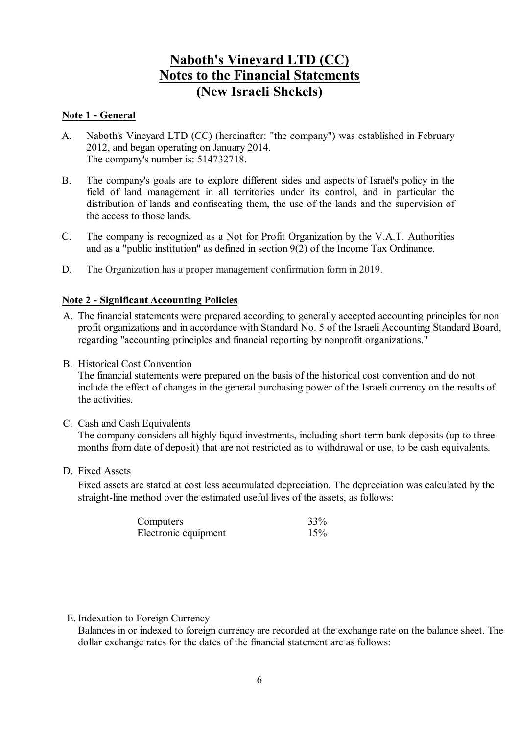# Naboth's Vineyard LTD (CC)
# Notes to the Financial Statements
# (New Israeli Shekels)

**Note 1 - General**

A. Naboth's Vineyard LTD (CC) (hereinafter: "the company") was established in February 2012, and began operating on January 2014.
   The company's number is: 514732718.

B. The company's goals are to explore different sides and aspects of Israel's policy in the field of land management in all territories under its control, and in particular the distribution of lands and confiscating them, the use of the lands and the supervision of the access to those lands.

C. The company is recognized as a Not for Profit Organization by the V.A.T. Authorities and as a "public institution" as defined in section 9(2) of the Income Tax Ordinance.

D. The Organization has a proper management confirmation form in 2019.

**Note 2 - Significant Accounting Policies**

A. The financial statements were prepared according to generally accepted accounting principles for non profit organizations and in accordance with Standard No. 5 of the Israeli Accounting Standard Board, regarding "accounting principles and financial reporting by nonprofit organizations."

B. Historical Cost Convention
   The financial statements were prepared on the basis of the historical cost convention and do not include the effect of changes in the general purchasing power of the Israeli currency on the results of the activities.

C. Cash and Cash Equivalents
   The company considers all highly liquid investments, including short-term bank deposits (up to three months from date of deposit) that are not restricted as to withdrawal or use, to be cash equivalents.

D. Fixed Assets
   Fixed assets are stated at cost less accumulated depreciation. The depreciation was calculated by the straight-line method over the estimated useful lives of the assets, as follows:

| | |
|---|---|
| Computers | 33% |
| Electronic equipment | 15% |

E. Indexation to Foreign Currency
   Balances in or indexed to foreign currency are recorded at the exchange rate on the balance sheet. The dollar exchange rates for the dates of the financial statement are as follows: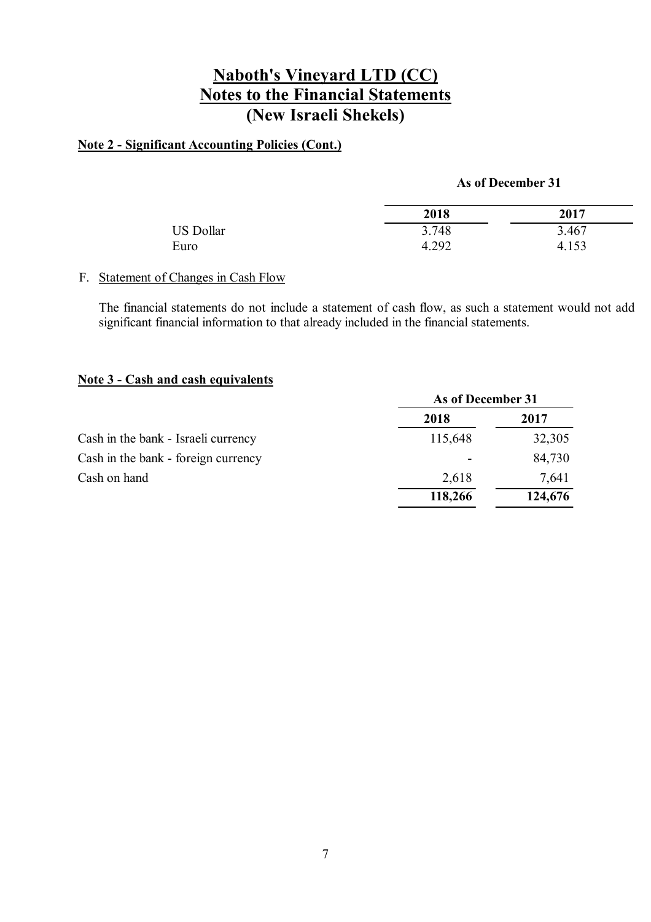# Naboth's Vineyard LTD (CC)
# Notes to the Financial Statements
# (New Israeli Shekels)

**Note 2 - Significant Accounting Policies (Cont.)**

| | As of December 31 | |
|---|---|---|
| | **2018** | **2017** |
| US Dollar | 3.748 | 3.467 |
| Euro | 4.292 | 4.153 |

F. Statement of Changes in Cash Flow

The financial statements do not include a statement of cash flow, as such a statement would not add significant financial information to that already included in the financial statements.

**Note 3 - Cash and cash equivalents**

| | As of December 31 | |
|---|---|---|
| | **2018** | **2017** |
| Cash in the bank - Israeli currency | 115,648 | 32,305 |
| Cash in the bank - foreign currency | - | 84,730 |
| Cash on hand | 2,618 | 7,641 |
| | **118,266** | **124,676** |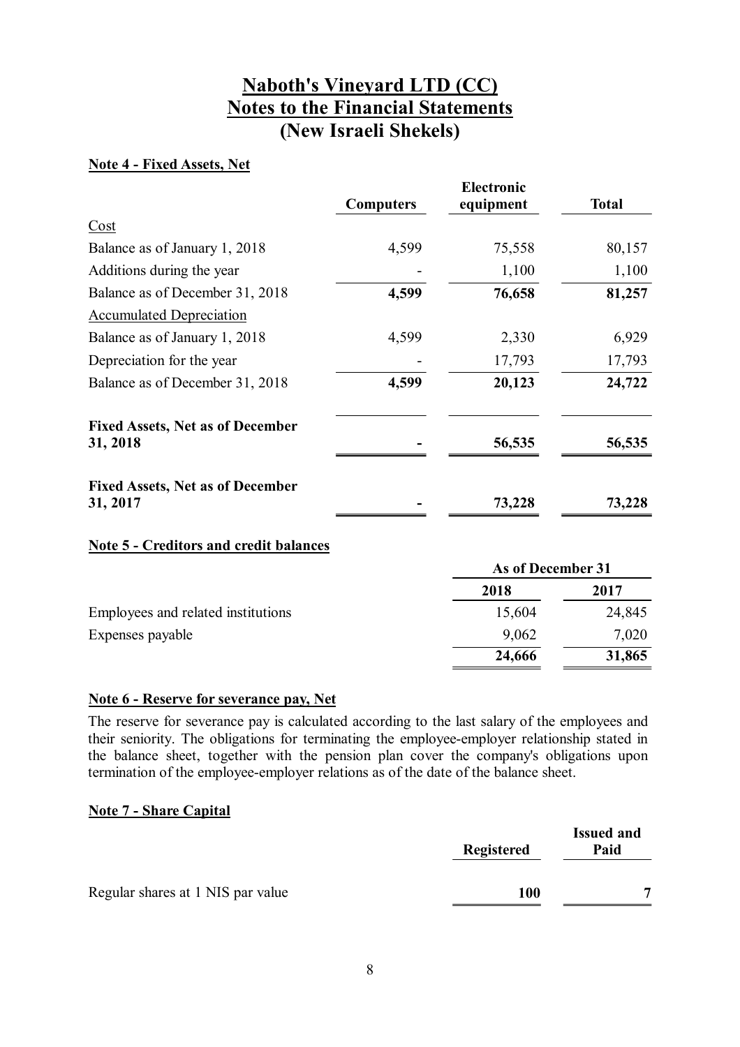# Naboth's Vineyard LTD (CC)
# Notes to the Financial Statements
# (New Israeli Shekels)

### Note 4 - Fixed Assets, Net

| | Computers | Electronic equipment | Total |
|---|---|---|---|
| Cost | | | |
| Balance as of January 1, 2018 | 4,599 | 75,558 | 80,157 |
| Additions during the year | - | 1,100 | 1,100 |
| Balance as of December 31, 2018 | **4,599** | **76,658** | **81,257** |
| Accumulated Depreciation | | | |
| Balance as of January 1, 2018 | 4,599 | 2,330 | 6,929 |
| Depreciation for the year | - | 17,793 | 17,793 |
| Balance as of December 31, 2018 | **4,599** | **20,123** | **24,722** |
| **Fixed Assets, Net as of December 31, 2018** | **-** | **56,535** | **56,535** |
| **Fixed Assets, Net as of December 31, 2017** | **-** | **73,228** | **73,228** |

### Note 5 - Creditors and credit balances

| | As of December 31 | |
|---|---|---|
| | 2018 | 2017 |
| Employees and related institutions | 15,604 | 24,845 |
| Expenses payable | 9,062 | 7,020 |
| | **24,666** | **31,865** |

### Note 6 - Reserve for severance pay, Net

The reserve for severance pay is calculated according to the last salary of the employees and their seniority. The obligations for terminating the employee-employer relationship stated in the balance sheet, together with the pension plan cover the company's obligations upon termination of the employee-employer relations as of the date of the balance sheet.

### Note 7 - Share Capital

| | Registered | Issued and Paid |
|---|---|---|
| Regular shares at 1 NIS par value | **100** | **7** |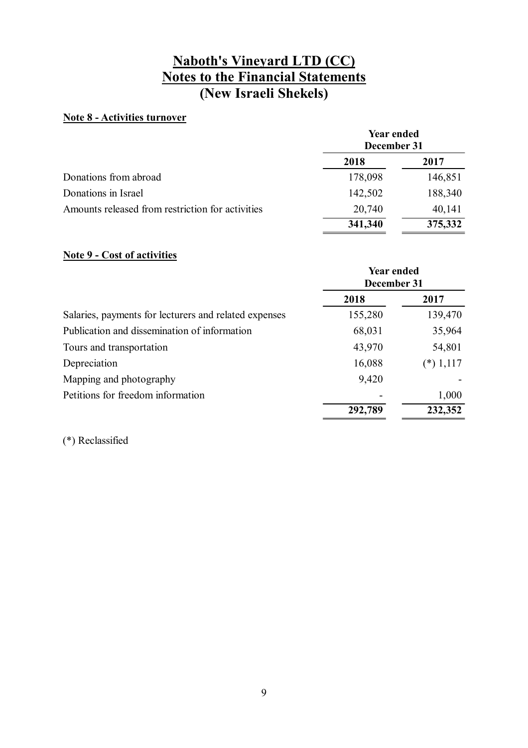# Naboth's Vineyard LTD (CC)
# Notes to the Financial Statements
# (New Israeli Shekels)

**Note 8 - Activities turnover**

| | Year ended December 31 | |
|---|---|---|
| | **2018** | **2017** |
| Donations from abroad | 178,098 | 146,851 |
| Donations in Israel | 142,502 | 188,340 |
| Amounts released from restriction for activities | 20,740 | 40,141 |
| | **341,340** | **375,332** |

**Note 9 - Cost of activities**

| | Year ended December 31 | |
|---|---|---|
| | **2018** | **2017** |
| Salaries, payments for lecturers and related expenses | 155,280 | 139,470 |
| Publication and dissemination of information | 68,031 | 35,964 |
| Tours and transportation | 43,970 | 54,801 |
| Depreciation | 16,088 | (*) 1,117 |
| Mapping and photography | 9,420 | - |
| Petitions for freedom information | - | 1,000 |
| | **292,789** | **232,352** |

(*) Reclassified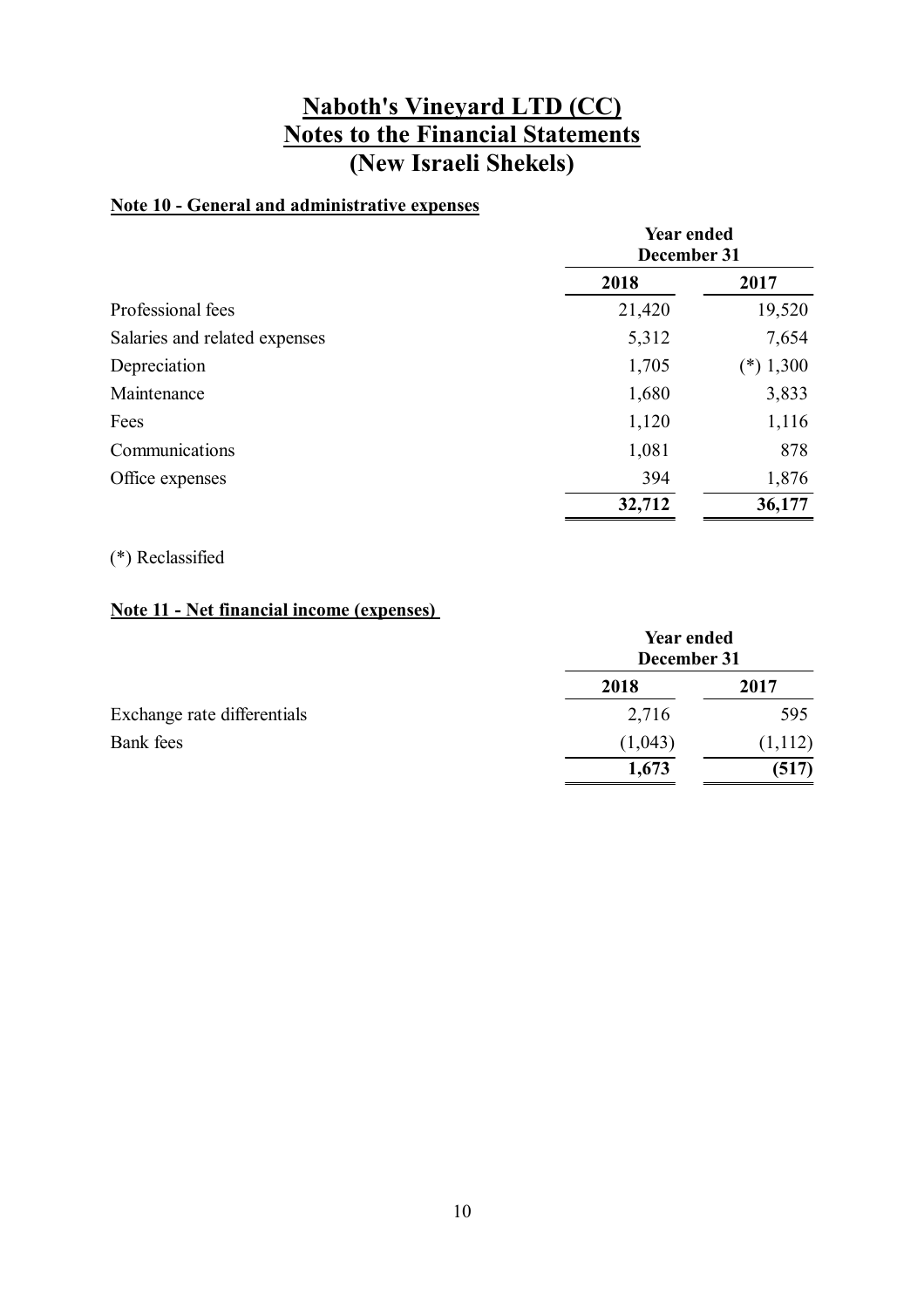# Naboth's Vineyard LTD (CC)
# Notes to the Financial Statements
# (New Israeli Shekels)

## Note 10 - General and administrative expenses

| | Year ended December 31 | |
|---|---|---|
| | **2018** | **2017** |
| Professional fees | 21,420 | 19,520 |
| Salaries and related expenses | 5,312 | 7,654 |
| Depreciation | 1,705 | (*) 1,300 |
| Maintenance | 1,680 | 3,833 |
| Fees | 1,120 | 1,116 |
| Communications | 1,081 | 878 |
| Office expenses | 394 | 1,876 |
| | **32,712** | **36,177** |

(*) Reclassified

## Note 11 - Net financial income (expenses)

| | Year ended December 31 | |
|---|---|---|
| | **2018** | **2017** |
| Exchange rate differentials | 2,716 | 595 |
| Bank fees | (1,043) | (1,112) |
| | **1,673** | **(517)** |